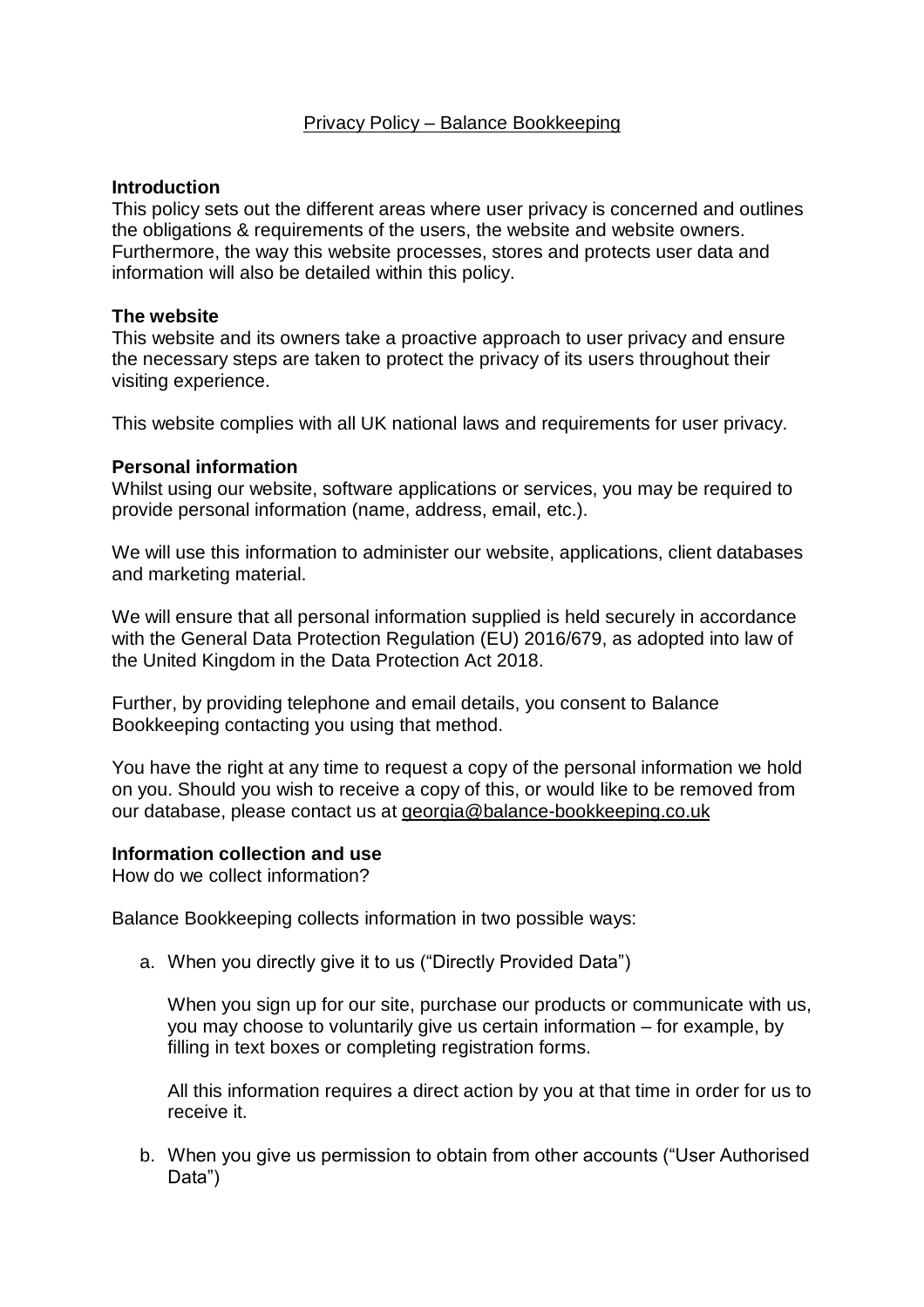# Privacy Policy – Balance Bookkeeping

## Introduction

This policy sets out the different areas where user privacy is concerned and outlines the obligations & requirements of the users, the website and website owners. Furthermore, the way this website processes, stores and protects user data and information will also be detailed within this policy.

## The website

This website and its owners take a proactive approach to user privacy and ensure the necessary steps are taken to protect the privacy of its users throughout their visiting experience.

This website complies with all UK national laws and requirements for user privacy.

## Personal information

Whilst using our website, software applications or services, you may be required to provide personal information (name, address, email, etc.).

We will use this information to administer our website, applications, client databases and marketing material.

We will ensure that all personal information supplied is held securely in accordance with the General Data Protection Regulation (EU) 2016/679, as adopted into law of the United Kingdom in the Data Protection Act 2018.

Further, by providing telephone and email details, you consent to Balance Bookkeeping contacting you using that method.

You have the right at any time to request a copy of the personal information we hold on you. Should you wish to receive a copy of this, or would like to be removed from our database, please contact us at georgia@balance-bookkeeping.co.uk

## Information collection and use

How do we collect information?

Balance Bookkeeping collects information in two possible ways:

a. When you directly give it to us ("Directly Provided Data")

   When you sign up for our site, purchase our products or communicate with us, you may choose to voluntarily give us certain information – for example, by filling in text boxes or completing registration forms.

   All this information requires a direct action by you at that time in order for us to receive it.

b. When you give us permission to obtain from other accounts ("User Authorised Data")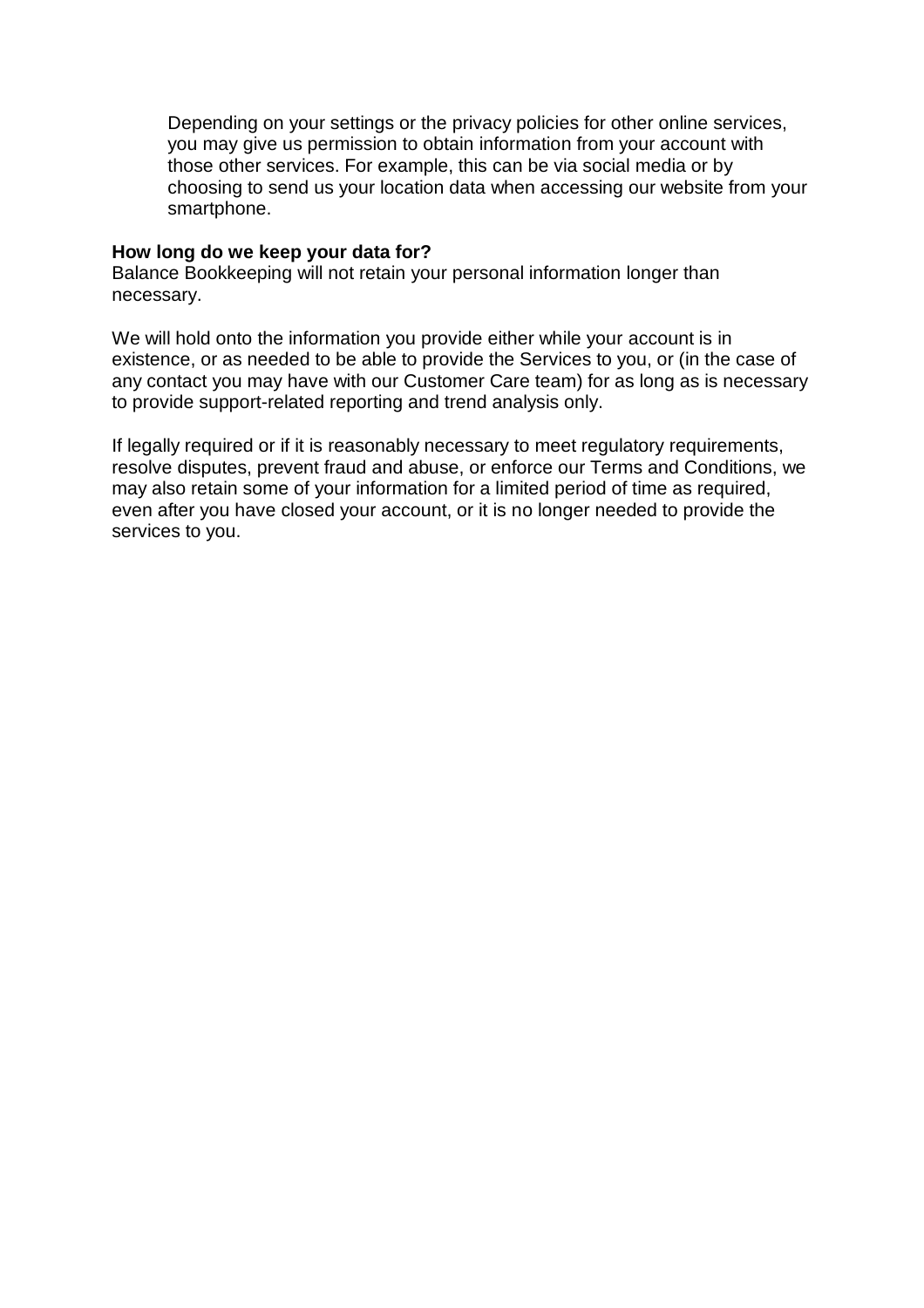Depending on your settings or the privacy policies for other online services, you may give us permission to obtain information from your account with those other services. For example, this can be via social media or by choosing to send us your location data when accessing our website from your smartphone.

**How long do we keep your data for?**

Balance Bookkeeping will not retain your personal information longer than necessary.

We will hold onto the information you provide either while your account is in existence, or as needed to be able to provide the Services to you, or (in the case of any contact you may have with our Customer Care team) for as long as is necessary to provide support-related reporting and trend analysis only.

If legally required or if it is reasonably necessary to meet regulatory requirements, resolve disputes, prevent fraud and abuse, or enforce our Terms and Conditions, we may also retain some of your information for a limited period of time as required, even after you have closed your account, or it is no longer needed to provide the services to you.